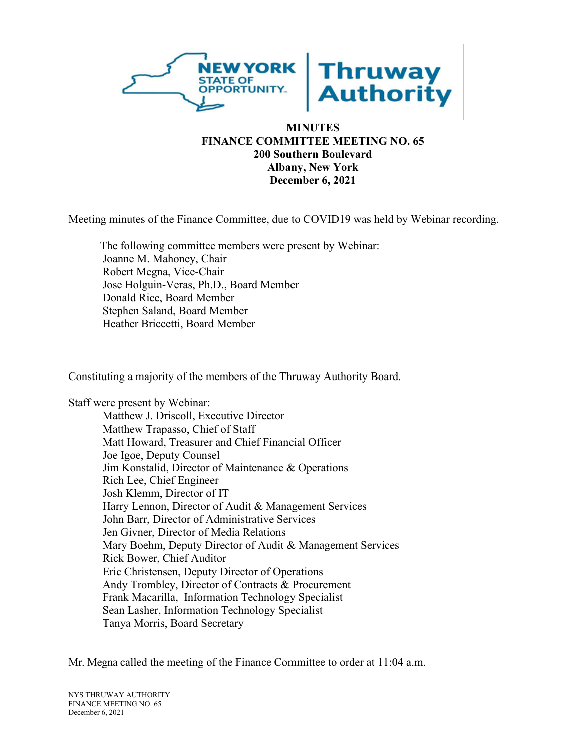# MINUTES
## FINANCE COMMITTEE MEETING NO. 65
## 200 Southern Boulevard
## Albany, New York
## December 6, 2021

Meeting minutes of the Finance Committee, due to COVID19 was held by Webinar recording.

The following committee members were present by Webinar:

Joanne M. Mahoney, Chair
Robert Megna, Vice-Chair
Jose Holguin-Veras, Ph.D., Board Member
Donald Rice, Board Member
Stephen Saland, Board Member
Heather Briccetti, Board Member

Constituting a majority of the members of the Thruway Authority Board.

Staff were present by Webinar:

Matthew J. Driscoll, Executive Director
Matthew Trapasso, Chief of Staff
Matt Howard, Treasurer and Chief Financial Officer
Joe Igoe, Deputy Counsel
Jim Konstalid, Director of Maintenance & Operations
Rich Lee, Chief Engineer
Josh Klemm, Director of IT
Harry Lennon, Director of Audit & Management Services
John Barr, Director of Administrative Services
Jen Givner, Director of Media Relations
Mary Boehm, Deputy Director of Audit & Management Services
Rick Bower, Chief Auditor
Eric Christensen, Deputy Director of Operations
Andy Trombley, Director of Contracts & Procurement
Frank Macarilla, Information Technology Specialist
Sean Lasher, Information Technology Specialist
Tanya Morris, Board Secretary

Mr. Megna called the meeting of the Finance Committee to order at 11:04 a.m.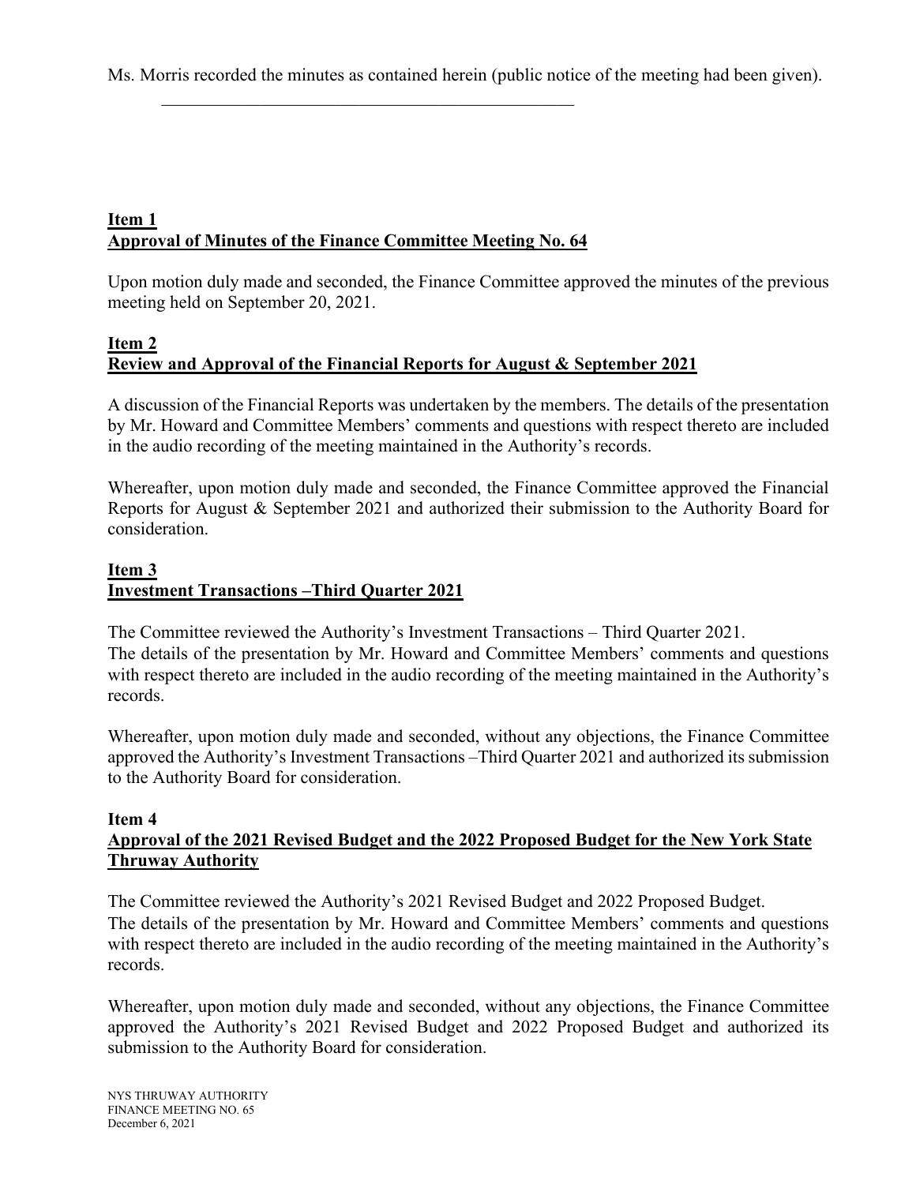Ms. Morris recorded the minutes as contained herein (public notice of the meeting had been given).

---

**Item 1**
**Approval of Minutes of the Finance Committee Meeting No. 64**

Upon motion duly made and seconded, the Finance Committee approved the minutes of the previous meeting held on September 20, 2021.

**Item 2**
**Review and Approval of the Financial Reports for August & September 2021**

A discussion of the Financial Reports was undertaken by the members. The details of the presentation by Mr. Howard and Committee Members' comments and questions with respect thereto are included in the audio recording of the meeting maintained in the Authority's records.

Whereafter, upon motion duly made and seconded, the Finance Committee approved the Financial Reports for August & September 2021 and authorized their submission to the Authority Board for consideration.

**Item 3**
**Investment Transactions –Third Quarter 2021**

The Committee reviewed the Authority's Investment Transactions – Third Quarter 2021.
The details of the presentation by Mr. Howard and Committee Members' comments and questions with respect thereto are included in the audio recording of the meeting maintained in the Authority's records.

Whereafter, upon motion duly made and seconded, without any objections, the Finance Committee approved the Authority's Investment Transactions –Third Quarter 2021 and authorized its submission to the Authority Board for consideration.

**Item 4**
**Approval of the 2021 Revised Budget and the 2022 Proposed Budget for the New York State Thruway Authority**

The Committee reviewed the Authority's 2021 Revised Budget and 2022 Proposed Budget.
The details of the presentation by Mr. Howard and Committee Members' comments and questions with respect thereto are included in the audio recording of the meeting maintained in the Authority's records.

Whereafter, upon motion duly made and seconded, without any objections, the Finance Committee approved the Authority's 2021 Revised Budget and 2022 Proposed Budget and authorized its submission to the Authority Board for consideration.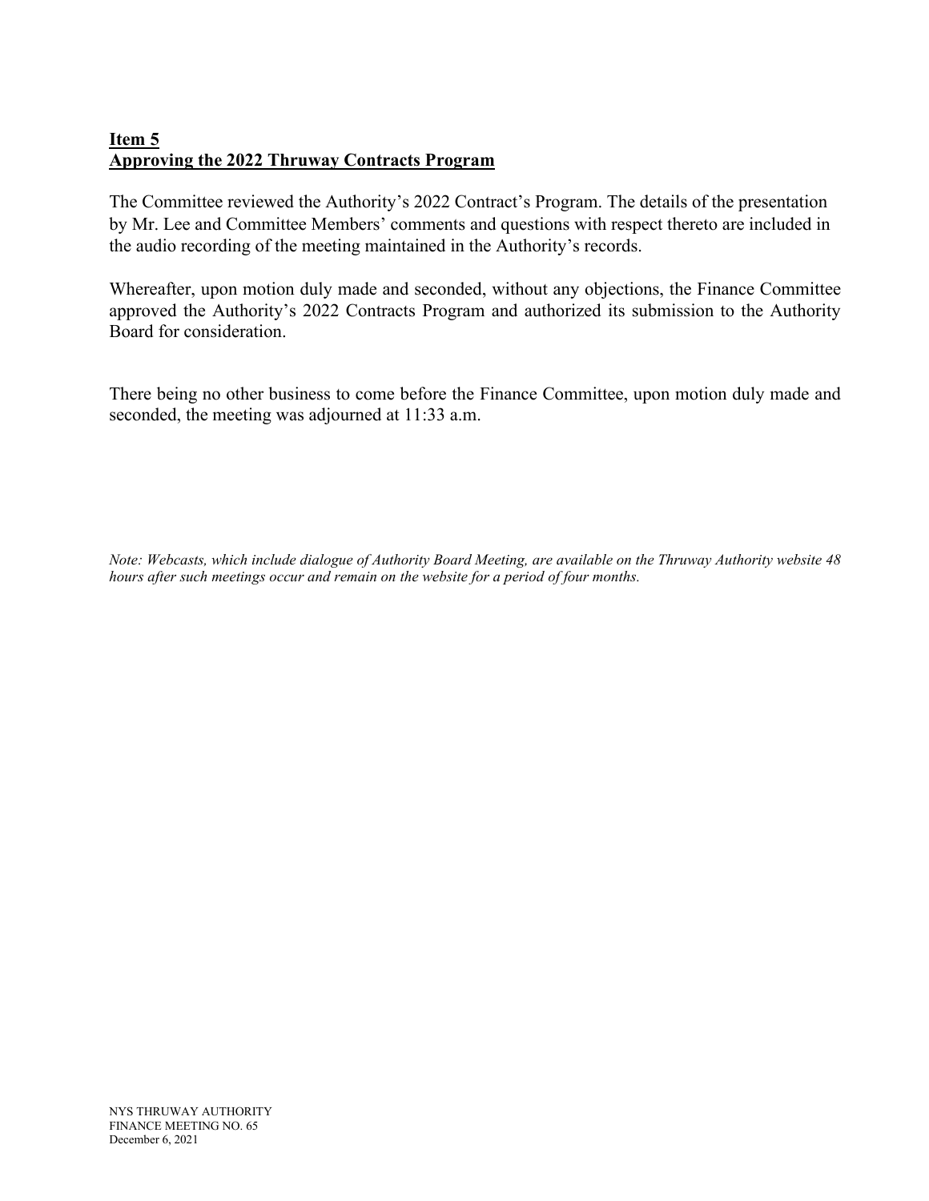**Item 5**
**Approving the 2022 Thruway Contracts Program**

The Committee reviewed the Authority's 2022 Contract's Program. The details of the presentation by Mr. Lee and Committee Members' comments and questions with respect thereto are included in the audio recording of the meeting maintained in the Authority's records.

Whereafter, upon motion duly made and seconded, without any objections, the Finance Committee approved the Authority's 2022 Contracts Program and authorized its submission to the Authority Board for consideration.

There being no other business to come before the Finance Committee, upon motion duly made and seconded, the meeting was adjourned at 11:33 a.m.

*Note: Webcasts, which include dialogue of Authority Board Meeting, are available on the Thruway Authority website 48 hours after such meetings occur and remain on the website for a period of four months.*